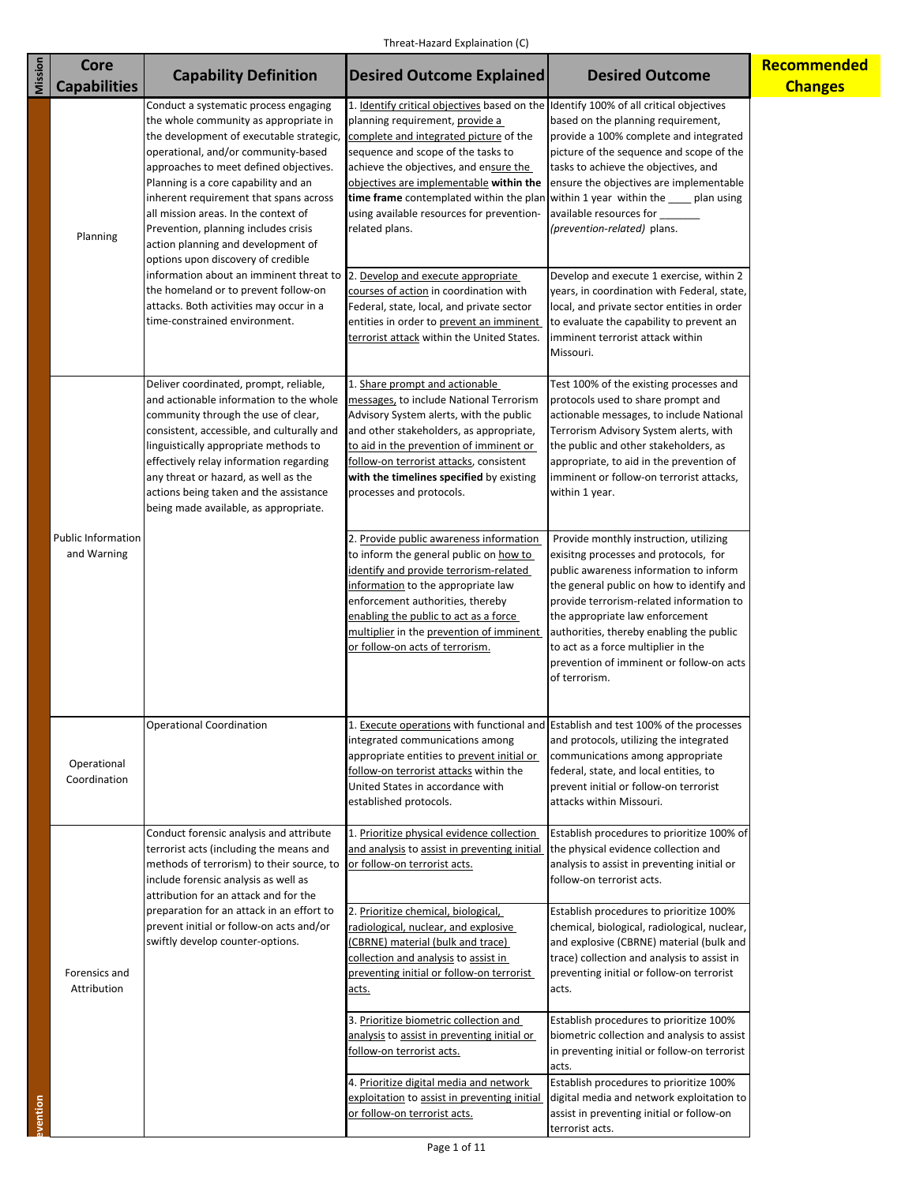Threat-Hazard Explaination (C)

| Mission | Core Capabilities | Capability Definition | Desired Outcome Explained | Desired Outcome | Recommended Changes |
|---|---|---|---|---|---|
| Prevention | Planning | Conduct a systematic process engaging the whole community as appropriate in the development of executable strategic, operational, and/or community-based approaches to meet defined objectives. Planning is a core capability and an inherent requirement that spans across all mission areas. In the context of Prevention, planning includes crisis action planning and development of options upon discovery of credible information about an imminent threat to the homeland or to prevent follow-on attacks. Both activities may occur in a time-constrained environment. | 1. Identify critical objectives based on the planning requirement, provide a complete and integrated picture of the sequence and scope of the tasks to achieve the objectives, and ensure the objectives are implementable **within the time frame** contemplated within the plan using available resources for prevention-related plans. | Identify 100% of all critical objectives based on the planning requirement, provide a 100% complete and integrated picture of the sequence and scope of the tasks to achieve the objectives, and ensure the objectives are implementable within 1 year within the ____ plan using available resources for _______ *(prevention-related)* plans. | |
| | | | 2. Develop and execute appropriate courses of action in coordination with Federal, state, local, and private sector entities in order to prevent an imminent terrorist attack within the United States. | Develop and execute 1 exercise, within 2 years, in coordination with Federal, state, local, and private sector entities in order to evaluate the capability to prevent an imminent terrorist attack within Missouri. | |
| | Public Information and Warning | Deliver coordinated, prompt, reliable, and actionable information to the whole community through the use of clear, consistent, accessible, and culturally and linguistically appropriate methods to effectively relay information regarding any threat or hazard, as well as the actions being taken and the assistance being made available, as appropriate. | 1. Share prompt and actionable messages, to include National Terrorism Advisory System alerts, with the public and other stakeholders, as appropriate, to aid in the prevention of imminent or follow-on terrorist attacks, consistent **with the timelines specified** by existing processes and protocols. | Test 100% of the existing processes and protocols used to share prompt and actionable messages, to include National Terrorism Advisory System alerts, with the public and other stakeholders, as appropriate, to aid in the prevention of imminent or follow-on terrorist attacks, within 1 year. | |
| | | | 2. Provide public awareness information to inform the general public on how to identify and provide terrorism-related information to the appropriate law enforcement authorities, thereby enabling the public to act as a force multiplier in the prevention of imminent or follow-on acts of terrorism. | Provide monthly instruction, utilizing exisitng processes and protocols, for public awareness information to inform the general public on how to identify and provide terrorism-related information to the appropriate law enforcement authorities, thereby enabling the public to act as a force multiplier in the prevention of imminent or follow-on acts of terrorism. | |
| | Operational Coordination | Operational Coordination | 1. Execute operations with functional and integrated communications among appropriate entities to prevent initial or follow-on terrorist attacks within the United States in accordance with established protocols. | Establish and test 100% of the processes and protocols, utilizing the integrated communications among appropriate federal, state, and local entities, to prevent initial or follow-on terrorist attacks within Missouri. | |
| | Forensics and Attribution | Conduct forensic analysis and attribute terrorist acts (including the means and methods of terrorism) to their source, to include forensic analysis as well as attribution for an attack and for the preparation for an attack in an effort to prevent initial or follow-on acts and/or swiftly develop counter-options. | 1. Prioritize physical evidence collection and analysis to assist in preventing initial or follow-on terrorist acts. | Establish procedures to prioritize 100% of the physical evidence collection and analysis to assist in preventing initial or follow-on terrorist acts. | |
| | | | 2. Prioritize chemical, biological, radiological, nuclear, and explosive (CBRNE) material (bulk and trace) collection and analysis to assist in preventing initial or follow-on terrorist acts. | Establish procedures to prioritize 100% chemical, biological, radiological, nuclear, and explosive (CBRNE) material (bulk and trace) collection and analysis to assist in preventing initial or follow-on terrorist acts. | |
| | | | 3. Prioritize biometric collection and analysis to assist in preventing initial or follow-on terrorist acts. | Establish procedures to prioritize 100% biometric collection and analysis to assist in preventing initial or follow-on terrorist acts. | |
| | | | 4. Prioritize digital media and network exploitation to assist in preventing initial or follow-on terrorist acts. | Establish procedures to prioritize 100% digital media and network exploitation to assist in preventing initial or follow-on terrorist acts. | |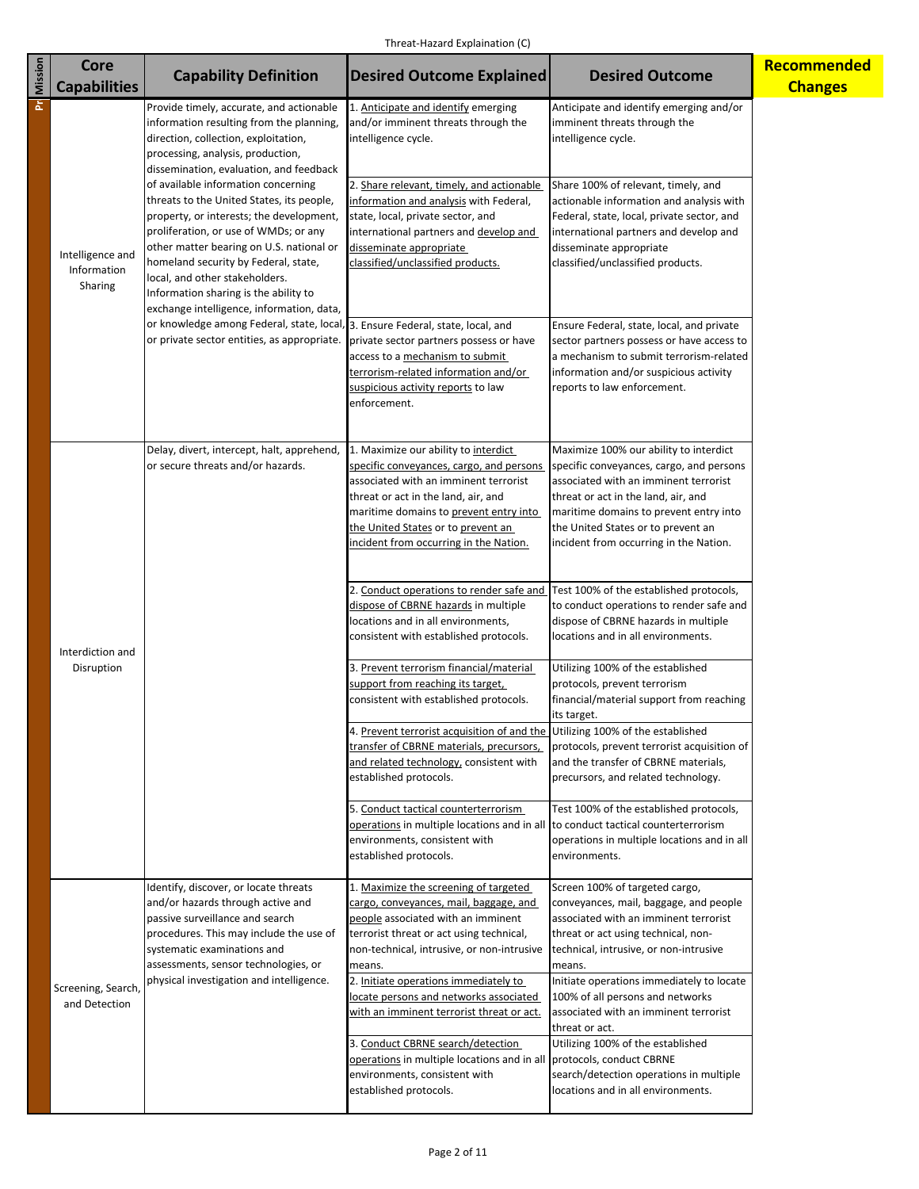Threat-Hazard Explaination (C)

| Mission | Core Capabilities | Capability Definition | Desired Outcome Explained | Desired Outcome | Recommended Changes |
|---|---|---|---|---|---|
| Pr | Intelligence and Information Sharing | Provide timely, accurate, and actionable information resulting from the planning, direction, collection, exploitation, processing, analysis, production, dissemination, evaluation, and feedback of available information concerning threats to the United States, its people, property, or interests; the development, proliferation, or use of WMDs; or any other matter bearing on U.S. national or homeland security by Federal, state, local, and other stakeholders. Information sharing is the ability to exchange intelligence, information, data, or knowledge among Federal, state, local, or private sector entities, as appropriate. | 1. <u>Anticipate and identify</u> emerging and/or imminent threats through the intelligence cycle. | Anticipate and identify emerging and/or imminent threats through the intelligence cycle. | |
| | | | 2. <u>Share relevant, timely, and actionable information and analysis</u> with Federal, state, local, private sector, and international partners and <u>develop and disseminate appropriate classified/unclassified products.</u> | Share 100% of relevant, timely, and actionable information and analysis with Federal, state, local, private sector, and international partners and develop and disseminate appropriate classified/unclassified products. | |
| | | | 3. Ensure Federal, state, local, and private sector partners possess or have access to a <u>mechanism to submit terrorism-related information and/or suspicious activity reports</u> to law enforcement. | Ensure Federal, state, local, and private sector partners possess or have access to a mechanism to submit terrorism-related information and/or suspicious activity reports to law enforcement. | |
| | Interdiction and Disruption | Delay, divert, intercept, halt, apprehend, or secure threats and/or hazards. | 1. Maximize our ability to <u>interdict specific conveyances, cargo, and persons</u> associated with an imminent terrorist threat or act in the land, air, and maritime domains to <u>prevent entry into the United States</u> or to <u>prevent an incident from occurring in the Nation.</u> | Maximize 100% our ability to interdict specific conveyances, cargo, and persons associated with an imminent terrorist threat or act in the land, air, and maritime domains to prevent entry into the United States or to prevent an incident from occurring in the Nation. | |
| | | | 2. <u>Conduct operations to render safe and dispose of CBRNE hazards</u> in multiple locations and in all environments, consistent with established protocols. | Test 100% of the established protocols, to conduct operations to render safe and dispose of CBRNE hazards in multiple locations and in all environments. | |
| | | | 3. <u>Prevent terrorism financial/material support from reaching its target,</u> consistent with established protocols. | Utilizing 100% of the established protocols, prevent terrorism financial/material support from reaching its target. | |
| | | | 4. <u>Prevent terrorist acquisition of and the transfer of CBRNE materials, precursors, and related technology,</u> consistent with established protocols. | Utilizing 100% of the established protocols, prevent terrorist acquisition of and the transfer of CBRNE materials, precursors, and related technology. | |
| | | | 5. <u>Conduct tactical counterterrorism operations</u> in multiple locations and in all environments, consistent with established protocols. | Test 100% of the established protocols, to conduct tactical counterterrorism operations in multiple locations and in all environments. | |
| | Screening, Search, and Detection | Identify, discover, or locate threats and/or hazards through active and passive surveillance and search procedures. This may include the use of systematic examinations and assessments, sensor technologies, or physical investigation and intelligence. | 1. <u>Maximize the screening of targeted cargo, conveyances, mail, baggage, and people</u> associated with an imminent terrorist threat or act using technical, non-technical, intrusive, or non-intrusive means. | Screen 100% of targeted cargo, conveyances, mail, baggage, and people associated with an imminent terrorist threat or act using technical, non-technical, intrusive, or non-intrusive means. | |
| | | | 2. <u>Initiate operations immediately to locate persons and networks associated with an imminent terrorist threat or act.</u> | Initiate operations immediately to locate 100% of all persons and networks associated with an imminent terrorist threat or act. | |
| | | | 3. <u>Conduct CBRNE search/detection operations</u> in multiple locations and in all environments, consistent with established protocols. | Utilizing 100% of the established protocols, conduct CBRNE search/detection operations in multiple locations and in all environments. | |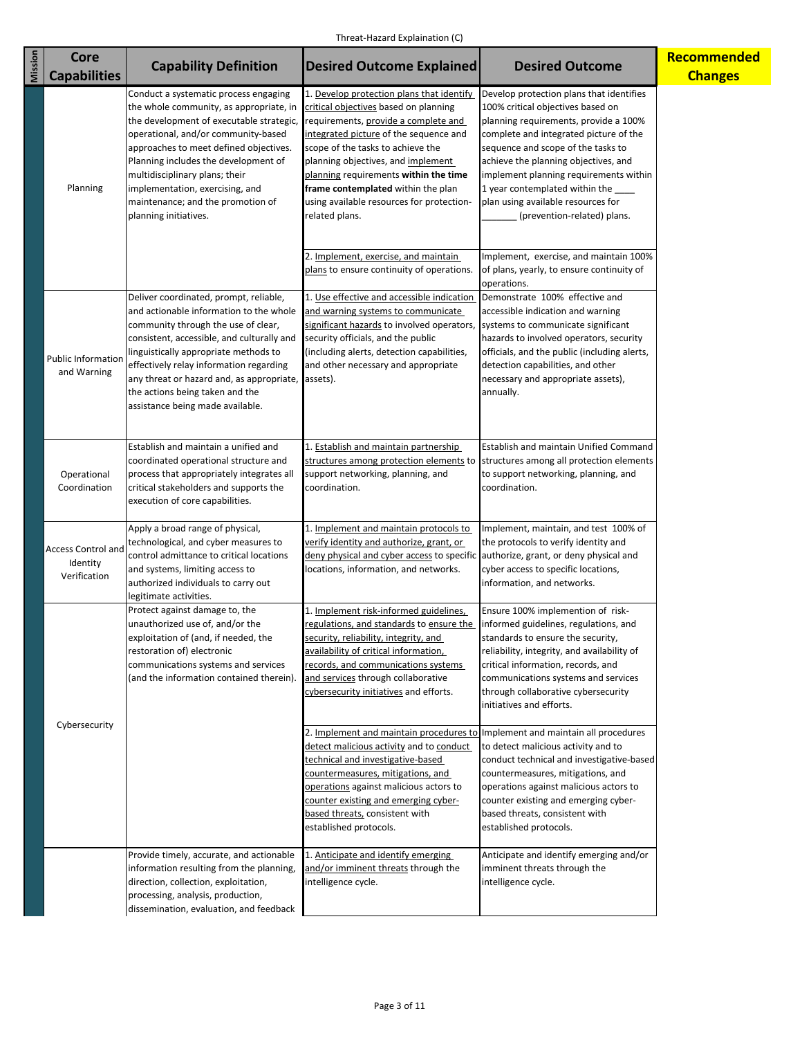Threat-Hazard Explaination (C)

| Mission | Core Capabilities | Capability Definition | Desired Outcome Explained | Desired Outcome | Recommended Changes |
|---|---|---|---|---|---|
| | Planning | Conduct a systematic process engaging the whole community, as appropriate, in the development of executable strategic, operational, and/or community-based approaches to meet defined objectives. Planning includes the development of multidisciplinary plans; their implementation, exercising, and maintenance; and the promotion of planning initiatives. | 1. Develop protection plans that identify critical objectives based on planning requirements, provide a complete and integrated picture of the sequence and scope of the tasks to achieve the planning objectives, and implement planning requirements **within the time frame contemplated** within the plan using available resources for protection-related plans. | Develop protection plans that identifies 100% critical objectives based on planning requirements, provide a 100% complete and integrated picture of the sequence and scope of the tasks to achieve the planning objectives, and implement planning requirements within 1 year contemplated within the ____ plan using available resources for _______ (prevention-related) plans. | |
| | | | 2. Implement, exercise, and maintain plans to ensure continuity of operations. | Implement, exercise, and maintain 100% of plans, yearly, to ensure continuity of operations. | |
| | Public Information and Warning | Deliver coordinated, prompt, reliable, and actionable information to the whole community through the use of clear, consistent, accessible, and culturally and linguistically appropriate methods to effectively relay information regarding any threat or hazard and, as appropriate, the actions being taken and the assistance being made available. | 1. Use effective and accessible indication and warning systems to communicate significant hazards to involved operators, security officials, and the public (including alerts, detection capabilities, and other necessary and appropriate assets). | Demonstrate 100% effective and accessible indication and warning systems to communicate significant hazards to involved operators, security officials, and the public (including alerts, detection capabilities, and other necessary and appropriate assets), annually. | |
| | Operational Coordination | Establish and maintain a unified and coordinated operational structure and process that appropriately integrates all critical stakeholders and supports the execution of core capabilities. | 1. Establish and maintain partnership structures among protection elements to support networking, planning, and coordination. | Establish and maintain Unified Command structures among all protection elements to support networking, planning, and coordination. | |
| | Access Control and Identity Verification | Apply a broad range of physical, technological, and cyber measures to control admittance to critical locations and systems, limiting access to authorized individuals to carry out legitimate activities. | 1. Implement and maintain protocols to verify identity and authorize, grant, or deny physical and cyber access to specific locations, information, and networks. | Implement, maintain, and test 100% of the protocols to verify identity and authorize, grant, or deny physical and cyber access to specific locations, information, and networks. | |
| | Cybersecurity | Protect against damage to, the unauthorized use of, and/or the exploitation of (and, if needed, the restoration of) electronic communications systems and services (and the information contained therein). | 1. Implement risk-informed guidelines, regulations, and standards to ensure the security, reliability, integrity, and availability of critical information, records, and communications systems and services through collaborative cybersecurity initiatives and efforts. | Ensure 100% implemention of risk-informed guidelines, regulations, and standards to ensure the security, reliability, integrity, and availability of critical information, records, and communications systems and services through collaborative cybersecurity initiatives and efforts. | |
| | | | 2. Implement and maintain procedures to detect malicious activity and to conduct technical and investigative-based countermeasures, mitigations, and operations against malicious actors to counter existing and emerging cyber-based threats, consistent with established protocols. | Implement and maintain all procedures to detect malicious activity and to conduct technical and investigative-based countermeasures, mitigations, and operations against malicious actors to counter existing and emerging cyber-based threats, consistent with established protocols. | |
| | | Provide timely, accurate, and actionable information resulting from the planning, direction, collection, exploitation, processing, analysis, production, dissemination, evaluation, and feedback | 1. Anticipate and identify emerging and/or imminent threats through the intelligence cycle. | Anticipate and identify emerging and/or imminent threats through the intelligence cycle. | |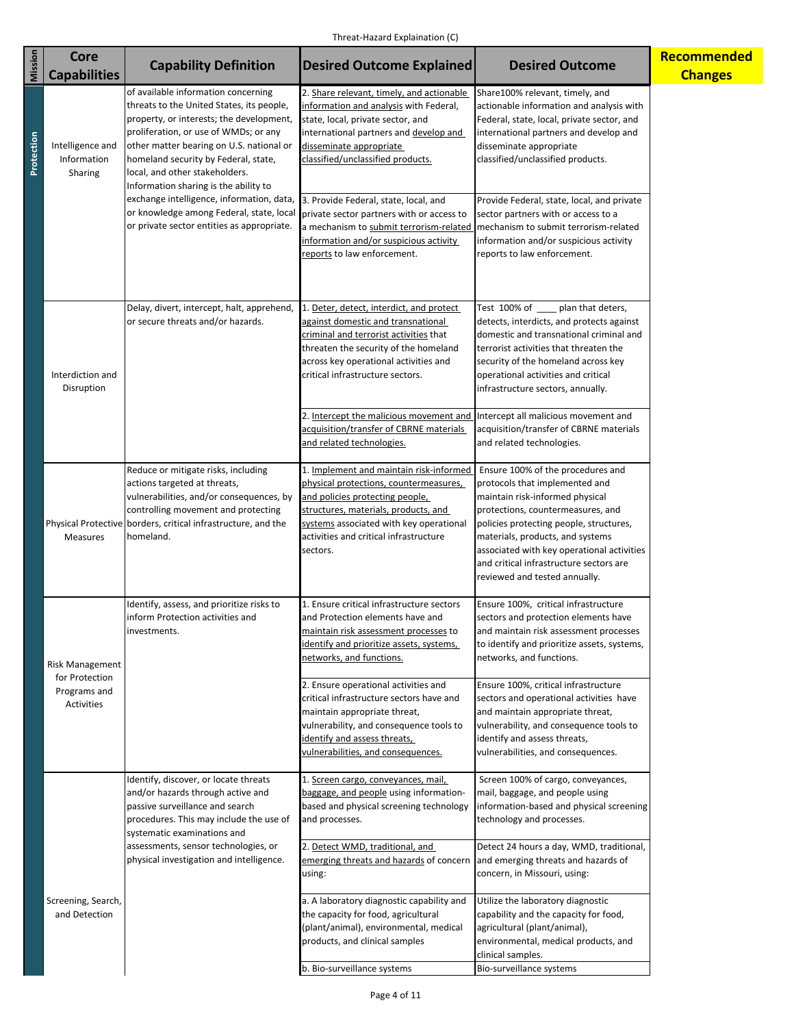Threat-Hazard Explaination (C)

| Mission | Core Capabilities | Capability Definition | Desired Outcome Explained | Desired Outcome | Recommended Changes |
|---|---|---|---|---|---|
| Protection | Intelligence and Information Sharing | of available information concerning threats to the United States, its people, property, or interests; the development, proliferation, or use of WMDs; or any other matter bearing on U.S. national or homeland security by Federal, state, local, and other stakeholders. Information sharing is the ability to exchange intelligence, information, data, or knowledge among Federal, state, local or private sector entities as appropriate. | 2. Share relevant, timely, and actionable information and analysis with Federal, state, local, private sector, and international partners and develop and disseminate appropriate classified/unclassified products. | Share100% relevant, timely, and actionable information and analysis with Federal, state, local, private sector, and international partners and develop and disseminate appropriate classified/unclassified products. | |
| | | | 3. Provide Federal, state, local, and private sector partners with or access to a mechanism to submit terrorism-related information and/or suspicious activity reports to law enforcement. | Provide Federal, state, local, and private sector partners with or access to a mechanism to submit terrorism-related information and/or suspicious activity reports to law enforcement. | |
| | Interdiction and Disruption | Delay, divert, intercept, halt, apprehend, or secure threats and/or hazards. | 1. Deter, detect, interdict, and protect against domestic and transnational criminal and terrorist activities that threaten the security of the homeland across key operational activities and critical infrastructure sectors. | Test 100% of ____ plan that deters, detects, interdicts, and protects against domestic and transnational criminal and terrorist activities that threaten the security of the homeland across key operational activities and critical infrastructure sectors, annually. | |
| | | | 2. Intercept the malicious movement and acquisition/transfer of CBRNE materials and related technologies. | Intercept all malicious movement and acquisition/transfer of CBRNE materials and related technologies. | |
| | Physical Protective Measures | Reduce or mitigate risks, including actions targeted at threats, vulnerabilities, and/or consequences, by controlling movement and protecting borders, critical infrastructure, and the homeland. | 1. Implement and maintain risk-informed physical protections, countermeasures, and policies protecting people, structures, materials, products, and systems associated with key operational activities and critical infrastructure sectors. | Ensure 100% of the procedures and protocols that implemented and maintain risk-informed physical protections, countermeasures, and policies protecting people, structures, materials, products, and systems associated with key operational activities and critical infrastructure sectors are reviewed and tested annually. | |
| | Risk Management for Protection Programs and Activities | Identify, assess, and prioritize risks to inform Protection activities and investments. | 1. Ensure critical infrastructure sectors and Protection elements have and maintain risk assessment processes to identify and prioritize assets, systems, networks, and functions. | Ensure 100%, critical infrastructure sectors and protection elements have and maintain risk assessment processes to identify and prioritize assets, systems, networks, and functions. | |
| | | | 2. Ensure operational activities and critical infrastructure sectors have and maintain appropriate threat, vulnerability, and consequence tools to identify and assess threats, vulnerabilities, and consequences. | Ensure 100%, critical infrastructure sectors and operational activities have and maintain appropriate threat, vulnerability, and consequence tools to identify and assess threats, vulnerabilities, and consequences. | |
| | Screening, Search, and Detection | Identify, discover, or locate threats and/or hazards through active and passive surveillance and search procedures. This may include the use of systematic examinations and assessments, sensor technologies, or physical investigation and intelligence. | 1. Screen cargo, conveyances, mail, baggage, and people using information-based and physical screening technology and processes. | Screen 100% of cargo, conveyances, mail, baggage, and people using information-based and physical screening technology and processes. | |
| | | | 2. Detect WMD, traditional, and emerging threats and hazards of concern using: | Detect 24 hours a day, WMD, traditional, and emerging threats and hazards of concern, in Missouri, using: | |
| | | | a. A laboratory diagnostic capability and the capacity for food, agricultural (plant/animal), environmental, medical products, and clinical samples | Utilize the laboratory diagnostic capability and the capacity for food, agricultural (plant/animal), environmental, medical products, and clinical samples. | |
| | | | b. Bio-surveillance systems | Bio-surveillance systems | |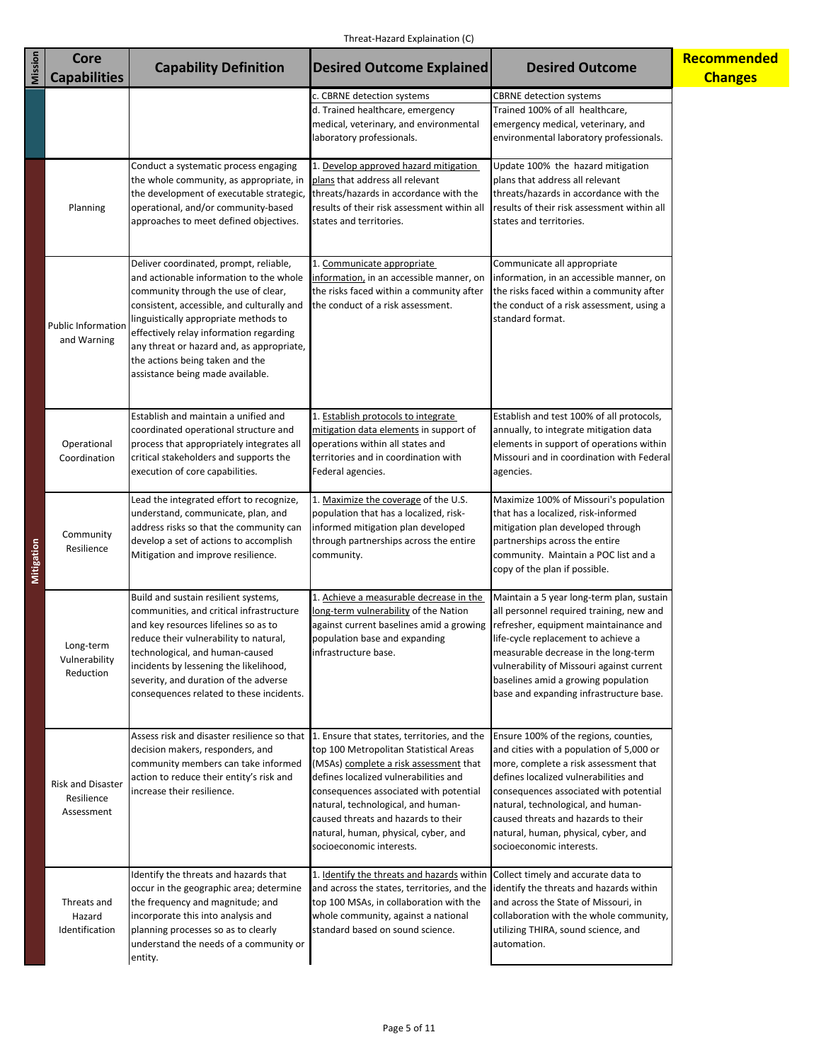Threat-Hazard Explaination (C)

| Mission | Core Capabilities | Capability Definition | Desired Outcome Explained | Desired Outcome | Recommended Changes |
|---|---|---|---|---|---|
| | | | c. CBRNE detection systems<br>d. Trained healthcare, emergency medical, veterinary, and environmental laboratory professionals. | CBRNE detection systems<br>Trained 100% of all healthcare, emergency medical, veterinary, and environmental laboratory professionals. | |
| Mitigation | Planning | Conduct a systematic process engaging the whole community, as appropriate, in the development of executable strategic, operational, and/or community-based approaches to meet defined objectives. | 1. Develop approved hazard mitigation plans that address all relevant threats/hazards in accordance with the results of their risk assessment within all states and territories. | Update 100% the hazard mitigation plans that address all relevant threats/hazards in accordance with the results of their risk assessment within all states and territories. | |
| Mitigation | Public Information and Warning | Deliver coordinated, prompt, reliable, and actionable information to the whole community through the use of clear, consistent, accessible, and culturally and linguistically appropriate methods to effectively relay information regarding any threat or hazard and, as appropriate, the actions being taken and the assistance being made available. | 1. Communicate appropriate information, in an accessible manner, on the risks faced within a community after the conduct of a risk assessment. | Communicate all appropriate information, in an accessible manner, on the risks faced within a community after the conduct of a risk assessment, using a standard format. | |
| Mitigation | Operational Coordination | Establish and maintain a unified and coordinated operational structure and process that appropriately integrates all critical stakeholders and supports the execution of core capabilities. | 1. Establish protocols to integrate mitigation data elements in support of operations within all states and territories and in coordination with Federal agencies. | Establish and test 100% of all protocols, annually, to integrate mitigation data elements in support of operations within Missouri and in coordination with Federal agencies. | |
| Mitigation | Community Resilience | Lead the integrated effort to recognize, understand, communicate, plan, and address risks so that the community can develop a set of actions to accomplish Mitigation and improve resilience. | 1. Maximize the coverage of the U.S. population that has a localized, risk-informed mitigation plan developed through partnerships across the entire community. | Maximize 100% of Missouri's population that has a localized, risk-informed mitigation plan developed through partnerships across the entire community. Maintain a POC list and a copy of the plan if possible. | |
| Mitigation | Long-term Vulnerability Reduction | Build and sustain resilient systems, communities, and critical infrastructure and key resources lifelines so as to reduce their vulnerability to natural, technological, and human-caused incidents by lessening the likelihood, severity, and duration of the adverse consequences related to these incidents. | 1. Achieve a measurable decrease in the long-term vulnerability of the Nation against current baselines amid a growing population base and expanding infrastructure base. | Maintain a 5 year long-term plan, sustain all personnel required training, new and refresher, equipment maintainance and life-cycle replacement to achieve a measurable decrease in the long-term vulnerability of Missouri against current baselines amid a growing population base and expanding infrastructure base. | |
| Mitigation | Risk and Disaster Resilience Assessment | Assess risk and disaster resilience so that decision makers, responders, and community members can take informed action to reduce their entity's risk and increase their resilience. | 1. Ensure that states, territories, and the top 100 Metropolitan Statistical Areas (MSAs) complete a risk assessment that defines localized vulnerabilities and consequences associated with potential natural, technological, and human-caused threats and hazards to their natural, human, physical, cyber, and socioeconomic interests. | Ensure 100% of the regions, counties, and cities with a population of 5,000 or more, complete a risk assessment that defines localized vulnerabilities and consequences associated with potential natural, technological, and human-caused threats and hazards to their natural, human, physical, cyber, and socioeconomic interests. | |
| Mitigation | Threats and Hazard Identification | Identify the threats and hazards that occur in the geographic area; determine the frequency and magnitude; and incorporate this into analysis and planning processes so as to clearly understand the needs of a community or entity. | 1. Identify the threats and hazards within and across the states, territories, and the top 100 MSAs, in collaboration with the whole community, against a national standard based on sound science. | Collect timely and accurate data to identify the threats and hazards within and across the State of Missouri, in collaboration with the whole community, utilizing THIRA, sound science, and automation. | |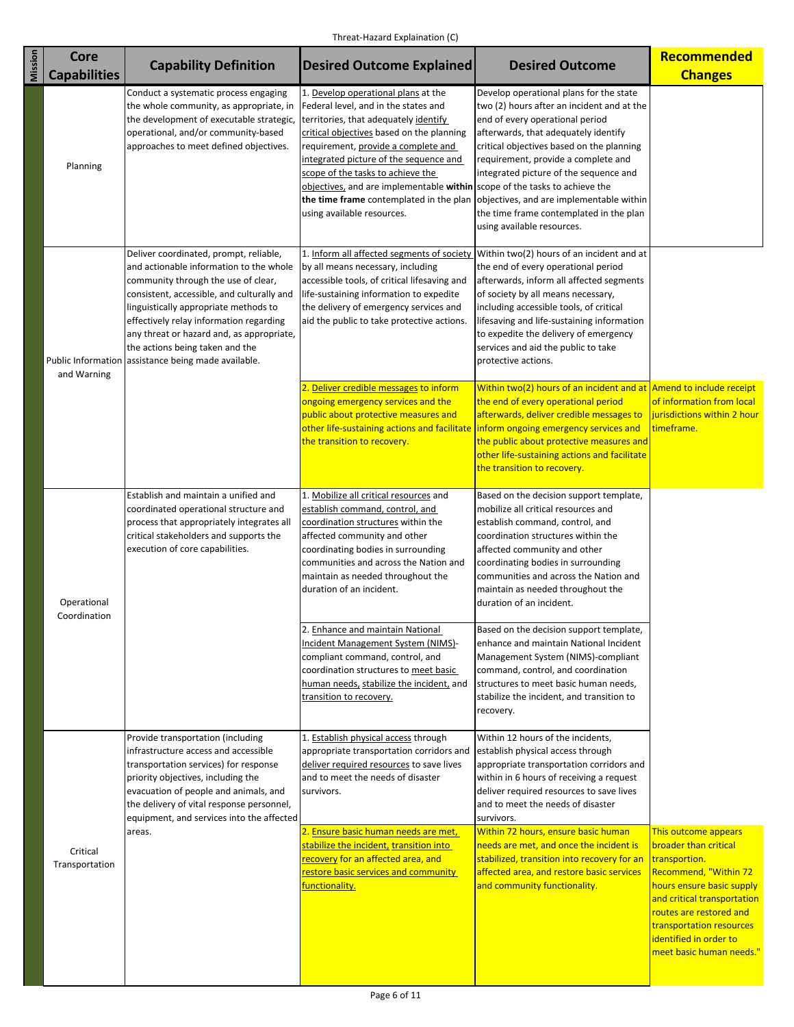Threat-Hazard Explaination (C)

| Mission | Core Capabilities | Capability Definition | Desired Outcome Explained | Desired Outcome | Recommended Changes |
|---|---|---|---|---|---|
| | Planning | Conduct a systematic process engaging the whole community, as appropriate, in the development of executable strategic, operational, and/or community-based approaches to meet defined objectives. | 1. Develop operational plans at the Federal level, and in the states and territories, that adequately identify critical objectives based on the planning requirement, provide a complete and integrated picture of the sequence and scope of the tasks to achieve the objectives, and are implementable **within the time frame** contemplated in the plan using available resources. | Develop operational plans for the state two (2) hours after an incident and at the end of every operational period afterwards, that adequately identify critical objectives based on the planning requirement, provide a complete and integrated picture of the sequence and scope of the tasks to achieve the objectives, and are implementable within the time frame contemplated in the plan using available resources. | |
| | Public Information and Warning | Deliver coordinated, prompt, reliable, and actionable information to the whole community through the use of clear, consistent, accessible, and culturally and linguistically appropriate methods to effectively relay information regarding any threat or hazard and, as appropriate, the actions being taken and the assistance being made available. | 1. Inform all affected segments of society by all means necessary, including accessible tools, of critical lifesaving and life-sustaining information to expedite the delivery of emergency services and aid the public to take protective actions. | Within two(2) hours of an incident and at the end of every operational period afterwards, inform all affected segments of society by all means necessary, including accessible tools, of critical lifesaving and life-sustaining information to expedite the delivery of emergency services and aid the public to take protective actions. | |
| | | | 2. Deliver credible messages to inform ongoing emergency services and the public about protective measures and other life-sustaining actions and facilitate the transition to recovery. | Within two(2) hours of an incident and at the end of every operational period afterwards, deliver credible messages to inform ongoing emergency services and the public about protective measures and other life-sustaining actions and facilitate the transition to recovery. | Amend to include receipt of information from local jurisdictions within 2 hour timeframe. |
| | Operational Coordination | Establish and maintain a unified and coordinated operational structure and process that appropriately integrates all critical stakeholders and supports the execution of core capabilities. | 1. Mobilize all critical resources and establish command, control, and coordination structures within the affected community and other coordinating bodies in surrounding communities and across the Nation and maintain as needed throughout the duration of an incident. | Based on the decision support template, mobilize all critical resources and establish command, control, and coordination structures within the affected community and other coordinating bodies in surrounding communities and across the Nation and maintain as needed throughout the duration of an incident. | |
| | | | 2. Enhance and maintain National Incident Management System (NIMS)-compliant command, control, and coordination structures to meet basic human needs, stabilize the incident, and transition to recovery. | Based on the decision support template, enhance and maintain National Incident Management System (NIMS)-compliant command, control, and coordination structures to meet basic human needs, stabilize the incident, and transition to recovery. | |
| | Critical Transportation | Provide transportation (including infrastructure access and accessible transportation services) for response priority objectives, including the evacuation of people and animals, and the delivery of vital response personnel, equipment, and services into the affected areas. | 1. Establish physical access through appropriate transportation corridors and deliver required resources to save lives and to meet the needs of disaster survivors. | Within 12 hours of the incidents, establish physical access through appropriate transportation corridors and within in 6 hours of receiving a request deliver required resources to save lives and to meet the needs of disaster survivors. | |
| | | | 2. Ensure basic human needs are met, stabilize the incident, transition into recovery for an affected area, and restore basic services and community functionality. | Within 72 hours, ensure basic human needs are met, and once the incident is stabilized, transition into recovery for an affected area, and restore basic services and community functionality. | This outcome appears broader than critical transportation. Recommend, "Within 72 hours ensure basic supply and critical transportation routes are restored and transportation resources identified in order to meet basic human needs." |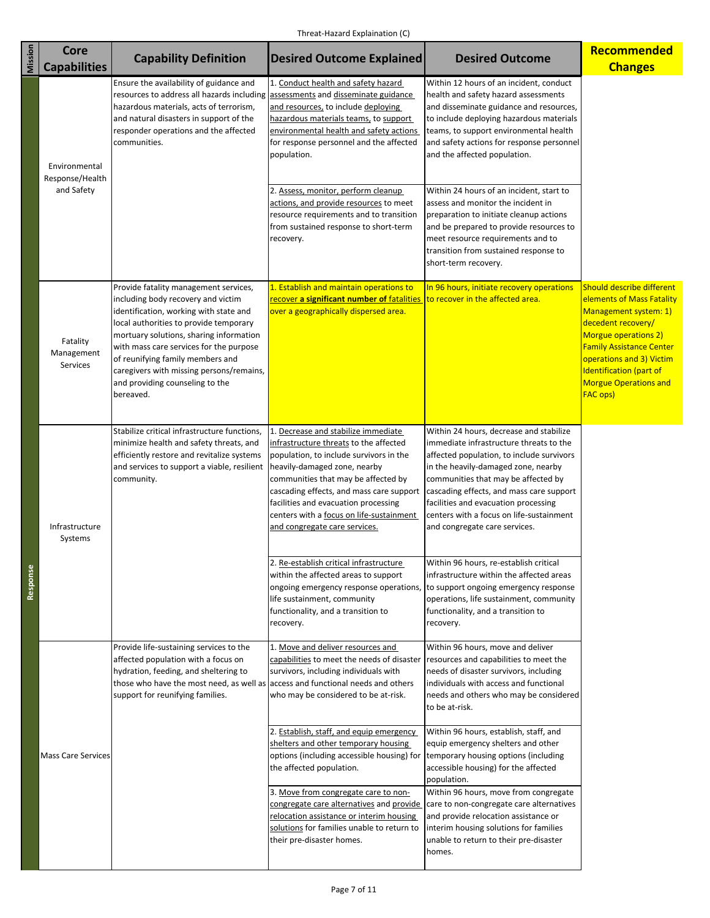Threat-Hazard Explaination (C)

| Mission | Core Capabilities | Capability Definition | Desired Outcome Explained | Desired Outcome | Recommended Changes |
|---|---|---|---|---|---|
| Response | Environmental Response/Health and Safety | Ensure the availability of guidance and resources to address all hazards including hazardous materials, acts of terrorism, and natural disasters in support of the responder operations and the affected communities. | 1. Conduct health and safety hazard assessments and disseminate guidance and resources, to include deploying hazardous materials teams, to support environmental health and safety actions for response personnel and the affected population. | Within 12 hours of an incident, conduct health and safety hazard assessments and disseminate guidance and resources, to include deploying hazardous materials teams, to support environmental health and safety actions for response personnel and the affected population. | |
| | | | 2. Assess, monitor, perform cleanup actions, and provide resources to meet resource requirements and to transition from sustained response to short-term recovery. | Within 24 hours of an incident, start to assess and monitor the incident in preparation to initiate cleanup actions and be prepared to provide resources to meet resource requirements and to transition from sustained response to short-term recovery. | |
| | Fatality Management Services | Provide fatality management services, including body recovery and victim identification, working with state and local authorities to provide temporary mortuary solutions, sharing information with mass care services for the purpose of reunifying family members and caregivers with missing persons/remains, and providing counseling to the bereaved. | 1. Establish and maintain operations to recover **a significant number of** fatalities over a geographically dispersed area. | In 96 hours, initiate recovery operations to recover in the affected area. | Should describe different elements of Mass Fatality Management system: 1) decedent recovery/ Morgue operations 2) Family Assistance Center operations and 3) Victim Identification (part of Morgue Operations and FAC ops) |
| | Infrastructure Systems | Stabilize critical infrastructure functions, minimize health and safety threats, and efficiently restore and revitalize systems and services to support a viable, resilient community. | 1. Decrease and stabilize immediate infrastructure threats to the affected population, to include survivors in the heavily-damaged zone, nearby communities that may be affected by cascading effects, and mass care support facilities and evacuation processing centers with a focus on life-sustainment and congregate care services. | Within 24 hours, decrease and stabilize immediate infrastructure threats to the affected population, to include survivors in the heavily-damaged zone, nearby communities that may be affected by cascading effects, and mass care support facilities and evacuation processing centers with a focus on life-sustainment and congregate care services. | |
| | | | 2. Re-establish critical infrastructure within the affected areas to support ongoing emergency response operations, life sustainment, community functionality, and a transition to recovery. | Within 96 hours, re-establish critical infrastructure within the affected areas to support ongoing emergency response operations, life sustainment, community functionality, and a transition to recovery. | |
| | Mass Care Services | Provide life-sustaining services to the affected population with a focus on hydration, feeding, and sheltering to those who have the most need, as well as support for reunifying families. | 1. Move and deliver resources and capabilities to meet the needs of disaster survivors, including individuals with access and functional needs and others who may be considered to be at-risk. | Within 96 hours, move and deliver resources and capabilities to meet the needs of disaster survivors, including individuals with access and functional needs and others who may be considered to be at-risk. | |
| | | | 2. Establish, staff, and equip emergency shelters and other temporary housing options (including accessible housing) for the affected population. | Within 96 hours, establish, staff, and equip emergency shelters and other temporary housing options (including accessible housing) for the affected population. | |
| | | | 3. Move from congregate care to non-congregate care alternatives and provide relocation assistance or interim housing solutions for families unable to return to their pre-disaster homes. | Within 96 hours, move from congregate care to non-congregate care alternatives and provide relocation assistance or interim housing solutions for families unable to return to their pre-disaster homes. | |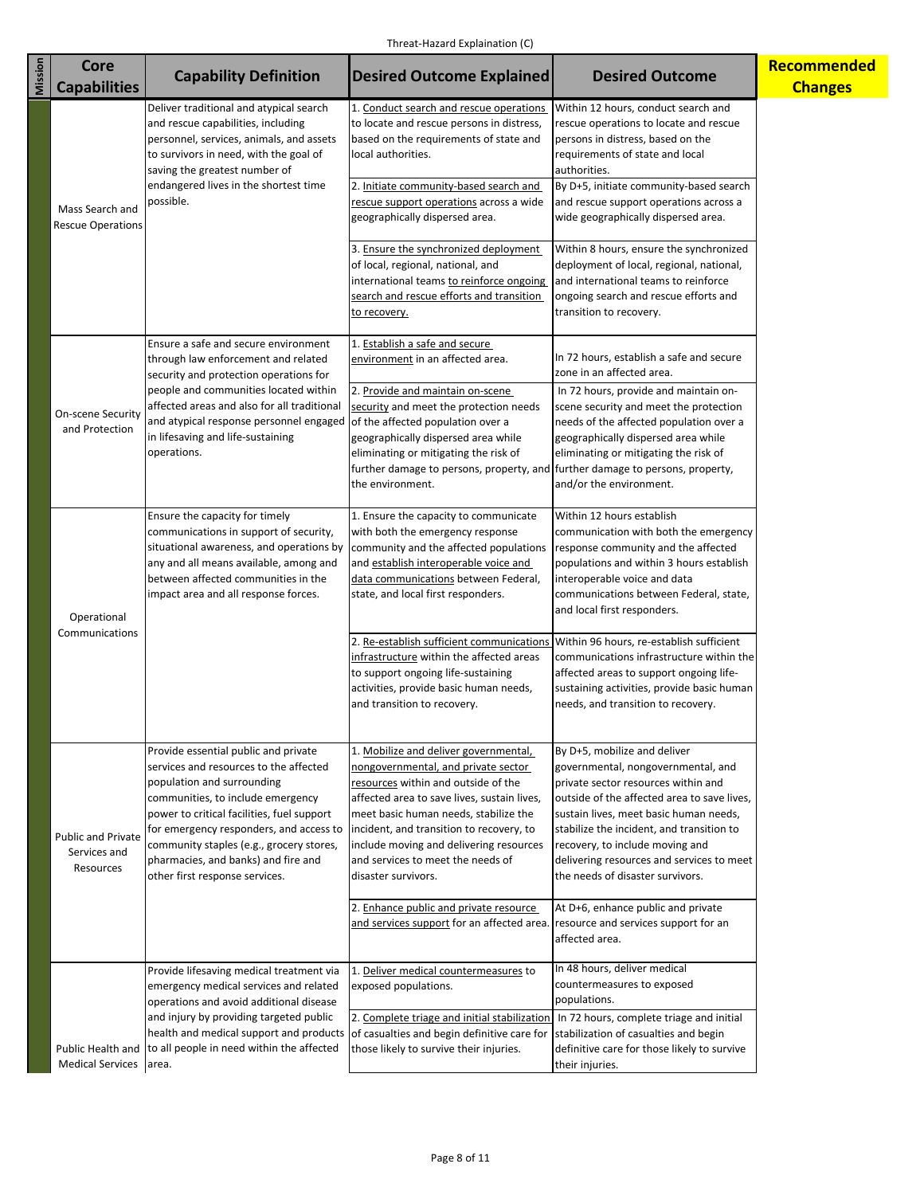Threat-Hazard Explaination (C)

| Mission | Core Capabilities | Capability Definition | Desired Outcome Explained | Desired Outcome | Recommended Changes |
|---|---|---|---|---|---|
| | Mass Search and Rescue Operations | Deliver traditional and atypical search and rescue capabilities, including personnel, services, animals, and assets to survivors in need, with the goal of saving the greatest number of endangered lives in the shortest time possible. | 1. Conduct search and rescue operations to locate and rescue persons in distress, based on the requirements of state and local authorities. | Within 12 hours, conduct search and rescue operations to locate and rescue persons in distress, based on the requirements of state and local authorities. | |
| | | | 2. Initiate community-based search and rescue support operations across a wide geographically dispersed area. | By D+5, initiate community-based search and rescue support operations across a wide geographically dispersed area. | |
| | | | 3. Ensure the synchronized deployment of local, regional, national, and international teams to reinforce ongoing search and rescue efforts and transition to recovery. | Within 8 hours, ensure the synchronized deployment of local, regional, national, and international teams to reinforce ongoing search and rescue efforts and transition to recovery. | |
| | On-scene Security and Protection | Ensure a safe and secure environment through law enforcement and related security and protection operations for people and communities located within affected areas and also for all traditional and atypical response personnel engaged in lifesaving and life-sustaining operations. | 1. Establish a safe and secure environment in an affected area. | In 72 hours, establish a safe and secure zone in an affected area. | |
| | | | 2. Provide and maintain on-scene security and meet the protection needs of the affected population over a geographically dispersed area while eliminating or mitigating the risk of further damage to persons, property, and the environment. | In 72 hours, provide and maintain on-scene security and meet the protection needs of the affected population over a geographically dispersed area while eliminating or mitigating the risk of further damage to persons, property, and/or the environment. | |
| | Operational Communications | Ensure the capacity for timely communications in support of security, situational awareness, and operations by any and all means available, among and between affected communities in the impact area and all response forces. | 1. Ensure the capacity to communicate with both the emergency response community and the affected populations and establish interoperable voice and data communications between Federal, state, and local first responders. | Within 12 hours establish communication with both the emergency response community and the affected populations and within 3 hours establish interoperable voice and data communications between Federal, state, and local first responders. | |
| | | | 2. Re-establish sufficient communications infrastructure within the affected areas to support ongoing life-sustaining activities, provide basic human needs, and transition to recovery. | Within 96 hours, re-establish sufficient communications infrastructure within the affected areas to support ongoing life-sustaining activities, provide basic human needs, and transition to recovery. | |
| | Public and Private Services and Resources | Provide essential public and private services and resources to the affected population and surrounding communities, to include emergency power to critical facilities, fuel support for emergency responders, and access to community staples (e.g., grocery stores, pharmacies, and banks) and fire and other first response services. | 1. Mobilize and deliver governmental, nongovernmental, and private sector resources within and outside of the affected area to save lives, sustain lives, meet basic human needs, stabilize the incident, and transition to recovery, to include moving and delivering resources and services to meet the needs of disaster survivors. | By D+5, mobilize and deliver governmental, nongovernmental, and private sector resources within and outside of the affected area to save lives, sustain lives, meet basic human needs, stabilize the incident, and transition to recovery, to include moving and delivering resources and services to meet the needs of disaster survivors. | |
| | | | 2. Enhance public and private resource and services support for an affected area. | At D+6, enhance public and private resource and services support for an affected area. | |
| | Public Health and Medical Services | Provide lifesaving medical treatment via emergency medical services and related operations and avoid additional disease and injury by providing targeted public health and medical support and products to all people in need within the affected area. | 1. Deliver medical countermeasures to exposed populations. | In 48 hours, deliver medical countermeasures to exposed populations. | |
| | | | 2. Complete triage and initial stabilization of casualties and begin definitive care for those likely to survive their injuries. | In 72 hours, complete triage and initial stabilization of casualties and begin definitive care for those likely to survive their injuries. | |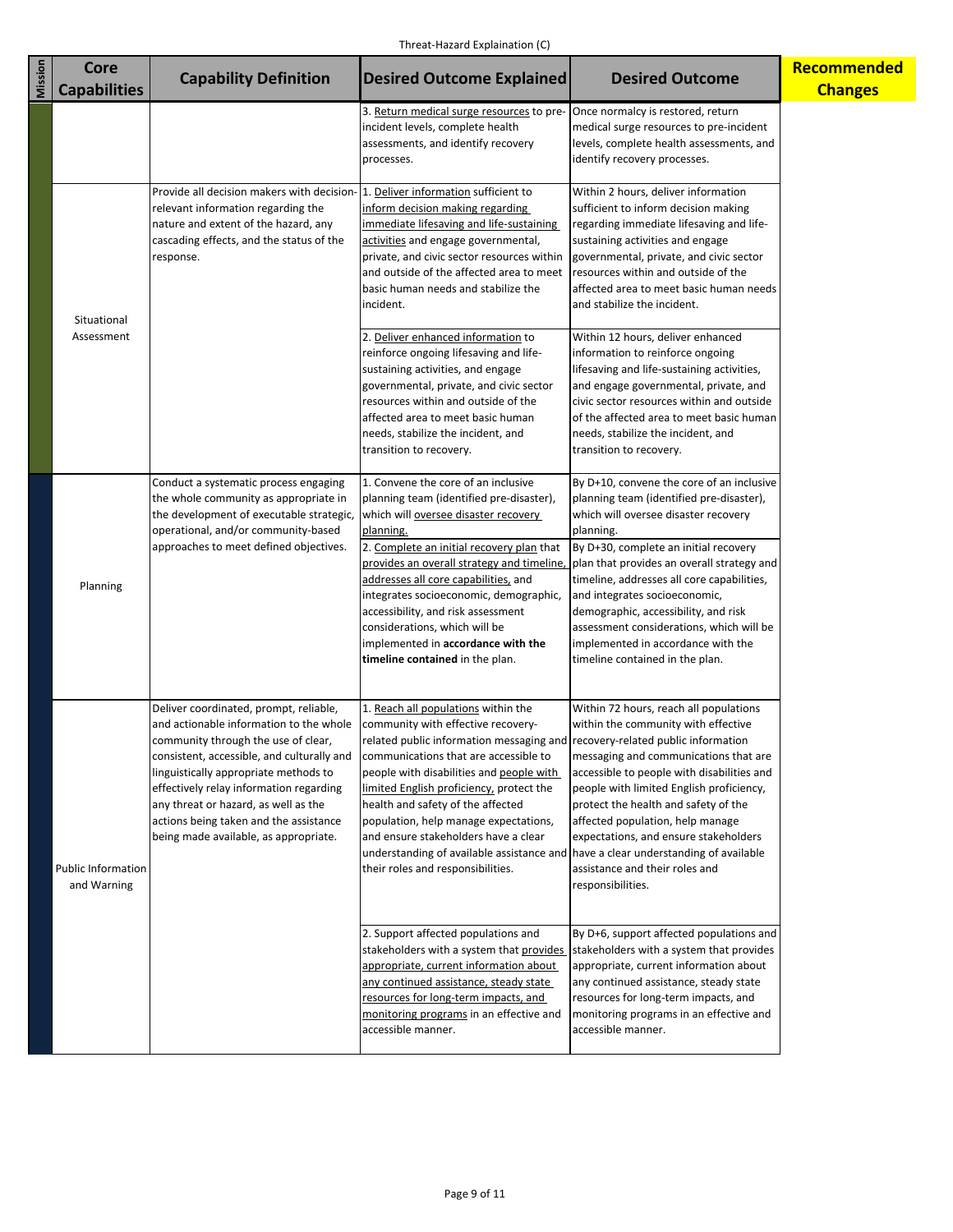Threat-Hazard Explaination (C)

| Mission | Core Capabilities | Capability Definition | Desired Outcome Explained | Desired Outcome | Recommended Changes |
|---|---|---|---|---|---|
| | | | 3. Return medical surge resources to pre-incident levels, complete health assessments, and identify recovery processes. | Once normalcy is restored, return medical surge resources to pre-incident levels, complete health assessments, and identify recovery processes. | |
| | Situational Assessment | Provide all decision makers with decision-relevant information regarding the nature and extent of the hazard, any cascading effects, and the status of the response. | 1. Deliver information sufficient to inform decision making regarding immediate lifesaving and life-sustaining activities and engage governmental, private, and civic sector resources within and outside of the affected area to meet basic human needs and stabilize the incident. | Within 2 hours, deliver information sufficient to inform decision making regarding immediate lifesaving and life-sustaining activities and engage governmental, private, and civic sector resources within and outside of the affected area to meet basic human needs and stabilize the incident. | |
| | | | 2. Deliver enhanced information to reinforce ongoing lifesaving and life-sustaining activities, and engage governmental, private, and civic sector resources within and outside of the affected area to meet basic human needs, stabilize the incident, and transition to recovery. | Within 12 hours, deliver enhanced information to reinforce ongoing lifesaving and life-sustaining activities, and engage governmental, private, and civic sector resources within and outside of the affected area to meet basic human needs, stabilize the incident, and transition to recovery. | |
| | Planning | Conduct a systematic process engaging the whole community as appropriate in the development of executable strategic, operational, and/or community-based approaches to meet defined objectives. | 1. Convene the core of an inclusive planning team (identified pre-disaster), which will oversee disaster recovery planning. | By D+10, convene the core of an inclusive planning team (identified pre-disaster), which will oversee disaster recovery planning. | |
| | | | 2. Complete an initial recovery plan that provides an overall strategy and timeline, addresses all core capabilities, and integrates socioeconomic, demographic, accessibility, and risk assessment considerations, which will be implemented in **accordance with the timeline contained** in the plan. | By D+30, complete an initial recovery plan that provides an overall strategy and timeline, addresses all core capabilities, and integrates socioeconomic, demographic, accessibility, and risk assessment considerations, which will be implemented in accordance with the timeline contained in the plan. | |
| | Public Information and Warning | Deliver coordinated, prompt, reliable, and actionable information to the whole community through the use of clear, consistent, accessible, and culturally and linguistically appropriate methods to effectively relay information regarding any threat or hazard, as well as the actions being taken and the assistance being made available, as appropriate. | 1. Reach all populations within the community with effective recovery-related public information messaging and communications that are accessible to people with disabilities and people with limited English proficiency, protect the health and safety of the affected population, help manage expectations, and ensure stakeholders have a clear understanding of available assistance and their roles and responsibilities. | Within 72 hours, reach all populations within the community with effective recovery-related public information messaging and communications that are accessible to people with disabilities and people with limited English proficiency, protect the health and safety of the affected population, help manage expectations, and ensure stakeholders have a clear understanding of available assistance and their roles and responsibilities. | |
| | | | 2. Support affected populations and stakeholders with a system that provides appropriate, current information about any continued assistance, steady state resources for long-term impacts, and monitoring programs in an effective and accessible manner. | By D+6, support affected populations and stakeholders with a system that provides appropriate, current information about any continued assistance, steady state resources for long-term impacts, and monitoring programs in an effective and accessible manner. | |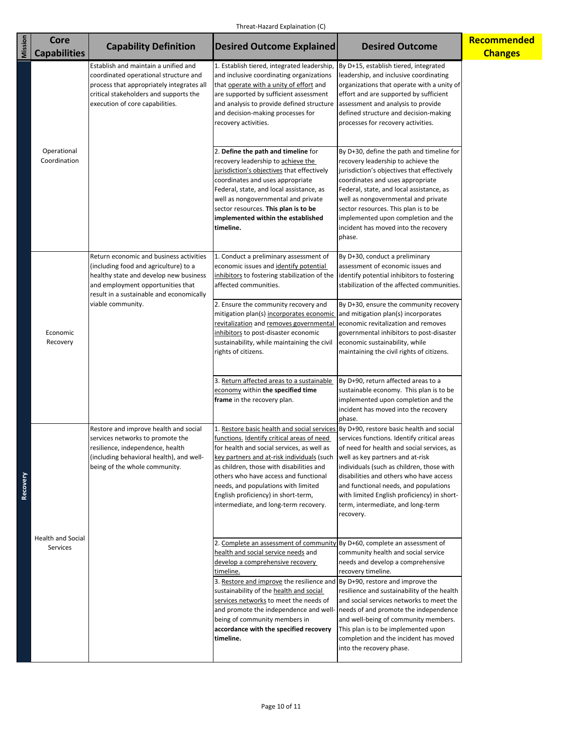Threat-Hazard Explaination (C)

| Mission | Core Capabilities | Capability Definition | Desired Outcome Explained | Desired Outcome | Recommended Changes |
|---|---|---|---|---|---|
| Recovery | Operational Coordination | Establish and maintain a unified and coordinated operational structure and process that appropriately integrates all critical stakeholders and supports the execution of core capabilities. | 1. Establish tiered, integrated leadership, and inclusive coordinating organizations that operate with a unity of effort and are supported by sufficient assessment and analysis to provide defined structure and decision-making processes for recovery activities. | By D+15, establish tiered, integrated leadership, and inclusive coordinating organizations that operate with a unity of effort and are supported by sufficient assessment and analysis to provide defined structure and decision-making processes for recovery activities. | |
| | | | 2. **Define the path and timeline** for recovery leadership to achieve the jurisdiction's objectives that effectively coordinates and uses appropriate Federal, state, and local assistance, as well as nongovernmental and private sector resources. **This plan is to be implemented within the established timeline.** | By D+30, define the path and timeline for recovery leadership to achieve the jurisdiction's objectives that effectively coordinates and uses appropriate Federal, state, and local assistance, as well as nongovernmental and private sector resources. This plan is to be implemented upon completion and the incident has moved into the recovery phase. | |
| | Economic Recovery | Return economic and business activities (including food and agriculture) to a healthy state and develop new business and employment opportunities that result in a sustainable and economically viable community. | 1. Conduct a preliminary assessment of economic issues and identify potential inhibitors to fostering stabilization of the affected communities. | By D+30, conduct a preliminary assessment of economic issues and identify potential inhibitors to fostering stabilization of the affected communities. | |
| | | | 2. Ensure the community recovery and mitigation plan(s) incorporates economic revitalization and removes governmental inhibitors to post-disaster economic sustainability, while maintaining the civil rights of citizens. | By D+30, ensure the community recovery and mitigation plan(s) incorporates economic revitalization and removes governmental inhibitors to post-disaster economic sustainability, while maintaining the civil rights of citizens. | |
| | | | 3. Return affected areas to a sustainable economy within **the specified time frame** in the recovery plan. | By D+90, return affected areas to a sustainable economy. This plan is to be implemented upon completion and the incident has moved into the recovery phase. | |
| | Health and Social Services | Restore and improve health and social services networks to promote the resilience, independence, health (including behavioral health), and well-being of the whole community. | 1. Restore basic health and social services functions. Identify critical areas of need for health and social services, as well as key partners and at-risk individuals (such as children, those with disabilities and others who have access and functional needs, and populations with limited English proficiency) in short-term, intermediate, and long-term recovery. | By D+90, restore basic health and social services functions. Identify critical areas of need for health and social services, as well as key partners and at-risk individuals (such as children, those with disabilities and others who have access and functional needs, and populations with limited English proficiency) in short-term, intermediate, and long-term recovery. | |
| | | | 2. Complete an assessment of community health and social service needs and develop a comprehensive recovery timeline. | By D+60, complete an assessment of community health and social service needs and develop a comprehensive recovery timeline. | |
| | | | 3. Restore and improve the resilience and sustainability of the health and social services networks to meet the needs of and promote the independence and well-being of community members in **accordance with the specified recovery timeline.** | By D+90, restore and improve the resilience and sustainability of the health and social services networks to meet the needs of and promote the independence and well-being of community members. This plan is to be implemented upon completion and the incident has moved into the recovery phase. | |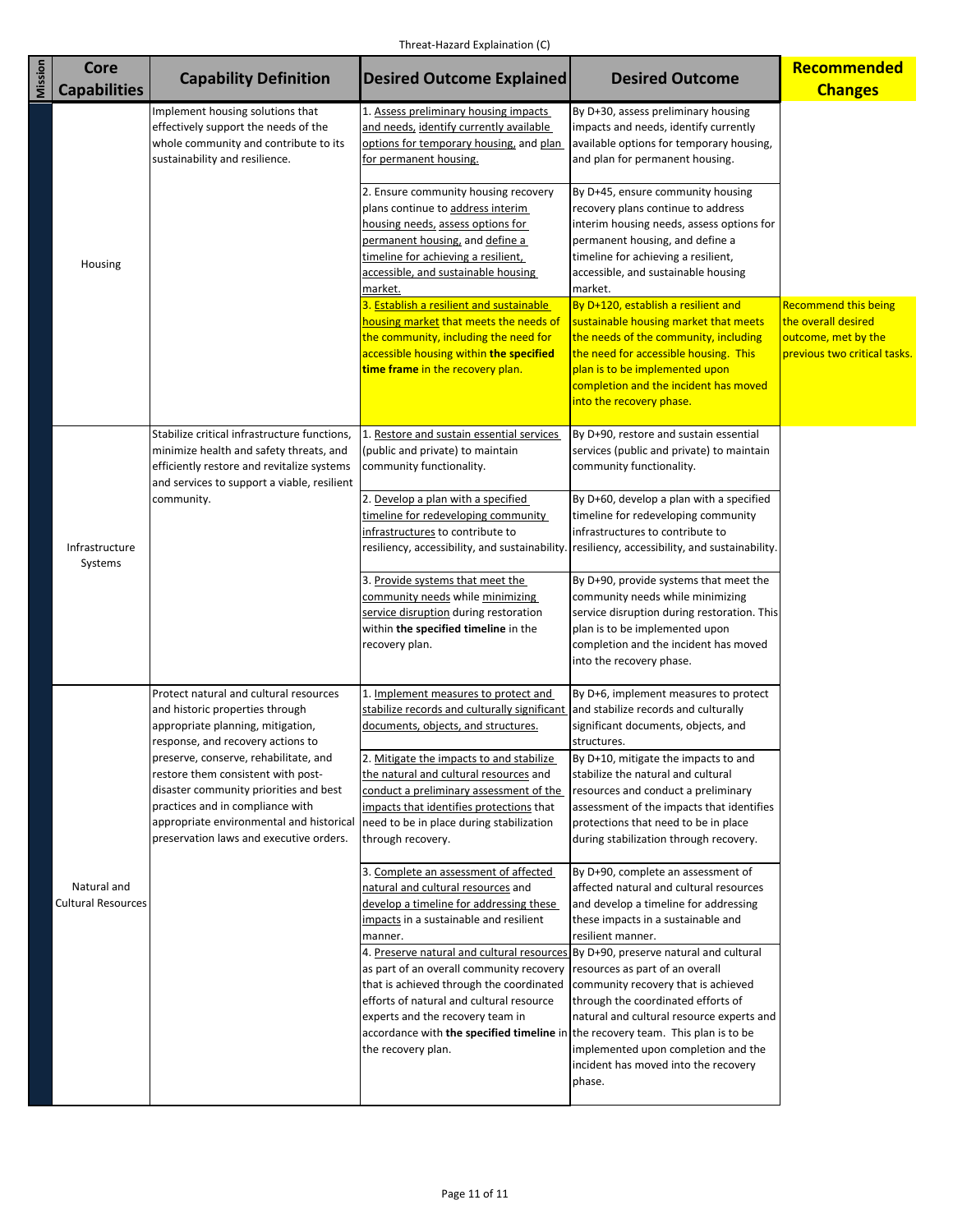Threat-Hazard Explaination (C)

| Mission | Core Capabilities | Capability Definition | Desired Outcome Explained | Desired Outcome | Recommended Changes |
|---|---|---|---|---|---|
| | Housing | Implement housing solutions that effectively support the needs of the whole community and contribute to its sustainability and resilience. | 1. Assess preliminary housing impacts and needs, identify currently available options for temporary housing, and plan for permanent housing. | By D+30, assess preliminary housing impacts and needs, identify currently available options for temporary housing, and plan for permanent housing. | |
| | | | 2. Ensure community housing recovery plans continue to address interim housing needs, assess options for permanent housing, and define a timeline for achieving a resilient, accessible, and sustainable housing market. | By D+45, ensure community housing recovery plans continue to address interim housing needs, assess options for permanent housing, and define a timeline for achieving a resilient, accessible, and sustainable housing market. | |
| | | | 3. Establish a resilient and sustainable housing market that meets the needs of the community, including the need for accessible housing within **the specified time frame** in the recovery plan. | By D+120, establish a resilient and sustainable housing market that meets the needs of the community, including the need for accessible housing. This plan is to be implemented upon completion and the incident has moved into the recovery phase. | Recommend this being the overall desired outcome, met by the previous two critical tasks. |
| | Infrastructure Systems | Stabilize critical infrastructure functions, minimize health and safety threats, and efficiently restore and revitalize systems and services to support a viable, resilient community. | 1. Restore and sustain essential services (public and private) to maintain community functionality. | By D+90, restore and sustain essential services (public and private) to maintain community functionality. | |
| | | | 2. Develop a plan with a specified timeline for redeveloping community infrastructures to contribute to resiliency, accessibility, and sustainability. | By D+60, develop a plan with a specified timeline for redeveloping community infrastructures to contribute to resiliency, accessibility, and sustainability. | |
| | | | 3. Provide systems that meet the community needs while minimizing service disruption during restoration within **the specified timeline** in the recovery plan. | By D+90, provide systems that meet the community needs while minimizing service disruption during restoration. This plan is to be implemented upon completion and the incident has moved into the recovery phase. | |
| | Natural and Cultural Resources | Protect natural and cultural resources and historic properties through appropriate planning, mitigation, response, and recovery actions to preserve, conserve, rehabilitate, and restore them consistent with post-disaster community priorities and best practices and in compliance with appropriate environmental and historical preservation laws and executive orders. | 1. Implement measures to protect and stabilize records and culturally significant documents, objects, and structures. | By D+6, implement measures to protect and stabilize records and culturally significant documents, objects, and structures. | |
| | | | 2. Mitigate the impacts to and stabilize the natural and cultural resources and conduct a preliminary assessment of the impacts that identifies protections that need to be in place during stabilization through recovery. | By D+10, mitigate the impacts to and stabilize the natural and cultural resources and conduct a preliminary assessment of the impacts that identifies protections that need to be in place during stabilization through recovery. | |
| | | | 3. Complete an assessment of affected natural and cultural resources and develop a timeline for addressing these impacts in a sustainable and resilient manner. | By D+90, complete an assessment of affected natural and cultural resources and develop a timeline for addressing these impacts in a sustainable and resilient manner. | |
| | | | 4. Preserve natural and cultural resources as part of an overall community recovery that is achieved through the coordinated efforts of natural and cultural resource experts and the recovery team in accordance with **the specified timeline** in the recovery plan. | By D+90, preserve natural and cultural resources as part of an overall community recovery that is achieved through the coordinated efforts of natural and cultural resource experts and the recovery team. This plan is to be implemented upon completion and the incident has moved into the recovery phase. | |